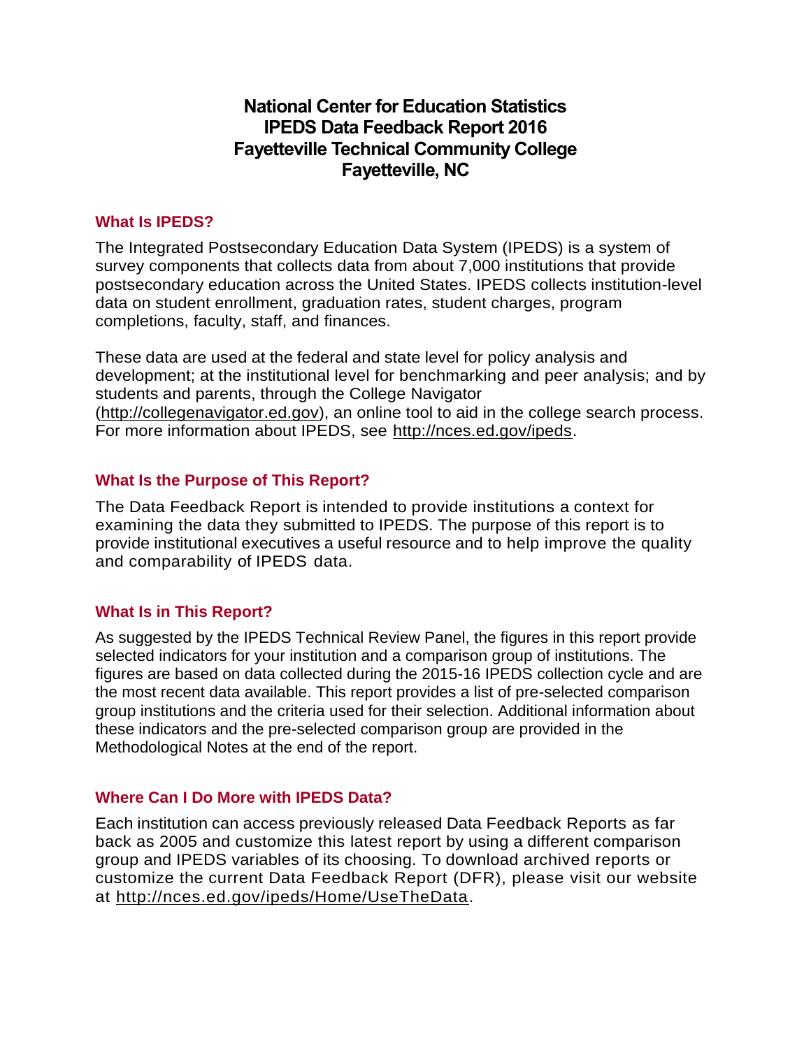# National Center for Education Statistics
# IPEDS Data Feedback Report 2016
# Fayetteville Technical Community College
# Fayetteville, NC

## What Is IPEDS?

The Integrated Postsecondary Education Data System (IPEDS) is a system of survey components that collects data from about 7,000 institutions that provide postsecondary education across the United States. IPEDS collects institution-level data on student enrollment, graduation rates, student charges, program completions, faculty, staff, and finances.

These data are used at the federal and state level for policy analysis and development; at the institutional level for benchmarking and peer analysis; and by students and parents, through the College Navigator (http://collegenavigator.ed.gov), an online tool to aid in the college search process. For more information about IPEDS, see http://nces.ed.gov/ipeds.

## What Is the Purpose of This Report?

The Data Feedback Report is intended to provide institutions a context for examining the data they submitted to IPEDS. The purpose of this report is to provide institutional executives a useful resource and to help improve the quality and comparability of IPEDS data.

## What Is in This Report?

As suggested by the IPEDS Technical Review Panel, the figures in this report provide selected indicators for your institution and a comparison group of institutions. The figures are based on data collected during the 2015-16 IPEDS collection cycle and are the most recent data available. This report provides a list of pre-selected comparison group institutions and the criteria used for their selection. Additional information about these indicators and the pre-selected comparison group are provided in the Methodological Notes at the end of the report.

## Where Can I Do More with IPEDS Data?

Each institution can access previously released Data Feedback Reports as far back as 2005 and customize this latest report by using a different comparison group and IPEDS variables of its choosing. To download archived reports or customize the current Data Feedback Report (DFR), please visit our website at http://nces.ed.gov/ipeds/Home/UseTheData.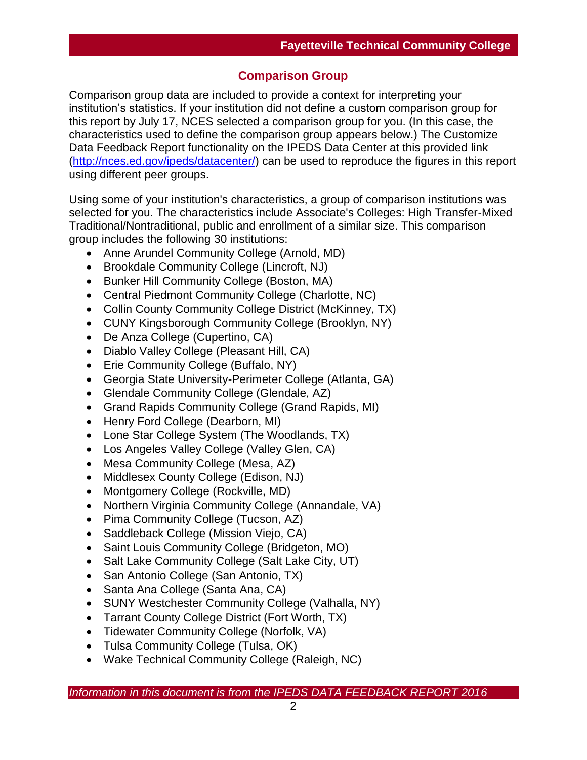## Comparison Group

Comparison group data are included to provide a context for interpreting your institution's statistics. If your institution did not define a custom comparison group for this report by July 17, NCES selected a comparison group for you. (In this case, the characteristics used to define the comparison group appears below.) The Customize Data Feedback Report functionality on the IPEDS Data Center at this provided link (http://nces.ed.gov/ipeds/datacenter/) can be used to reproduce the figures in this report using different peer groups.

Using some of your institution's characteristics, a group of comparison institutions was selected for you. The characteristics include Associate's Colleges: High Transfer-Mixed Traditional/Nontraditional, public and enrollment of a similar size. This comparison group includes the following 30 institutions:

- Anne Arundel Community College (Arnold, MD)
- Brookdale Community College (Lincroft, NJ)
- Bunker Hill Community College (Boston, MA)
- Central Piedmont Community College (Charlotte, NC)
- Collin County Community College District (McKinney, TX)
- CUNY Kingsborough Community College (Brooklyn, NY)
- De Anza College (Cupertino, CA)
- Diablo Valley College (Pleasant Hill, CA)
- Erie Community College (Buffalo, NY)
- Georgia State University-Perimeter College (Atlanta, GA)
- Glendale Community College (Glendale, AZ)
- Grand Rapids Community College (Grand Rapids, MI)
- Henry Ford College (Dearborn, MI)
- Lone Star College System (The Woodlands, TX)
- Los Angeles Valley College (Valley Glen, CA)
- Mesa Community College (Mesa, AZ)
- Middlesex County College (Edison, NJ)
- Montgomery College (Rockville, MD)
- Northern Virginia Community College (Annandale, VA)
- Pima Community College (Tucson, AZ)
- Saddleback College (Mission Viejo, CA)
- Saint Louis Community College (Bridgeton, MO)
- Salt Lake Community College (Salt Lake City, UT)
- San Antonio College (San Antonio, TX)
- Santa Ana College (Santa Ana, CA)
- SUNY Westchester Community College (Valhalla, NY)
- Tarrant County College District (Fort Worth, TX)
- Tidewater Community College (Norfolk, VA)
- Tulsa Community College (Tulsa, OK)
- Wake Technical Community College (Raleigh, NC)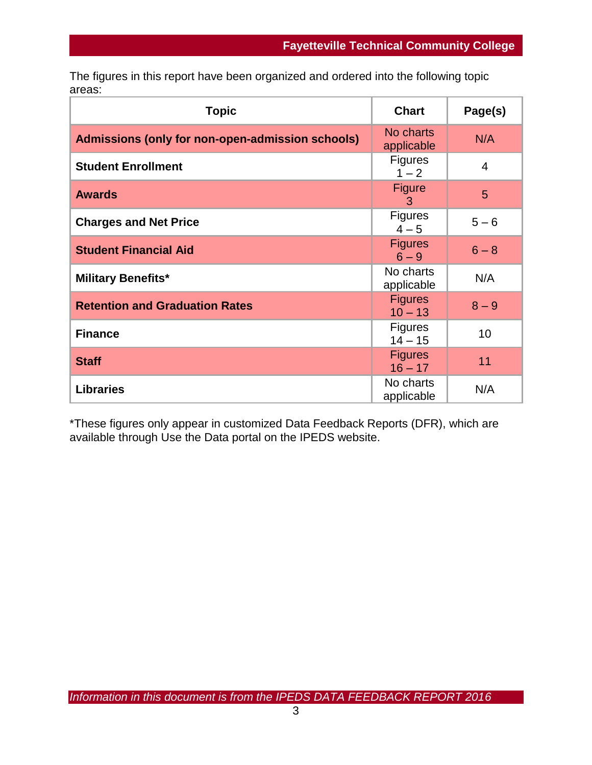The figures in this report have been organized and ordered into the following topic areas:

| Topic | Chart | Page(s) |
| --- | --- | --- |
| **Admissions (only for non-open-admission schools)** | No charts applicable | N/A |
| **Student Enrollment** | Figures 1 – 2 | 4 |
| **Awards** | Figure 3 | 5 |
| **Charges and Net Price** | Figures 4 – 5 | 5 – 6 |
| **Student Financial Aid** | Figures 6 – 9 | 6 – 8 |
| **Military Benefits*** | No charts applicable | N/A |
| **Retention and Graduation Rates** | Figures 10 – 13 | 8 – 9 |
| **Finance** | Figures 14 – 15 | 10 |
| **Staff** | Figures 16 – 17 | 11 |
| **Libraries** | No charts applicable | N/A |

*These figures only appear in customized Data Feedback Reports (DFR), which are available through Use the Data portal on the IPEDS website.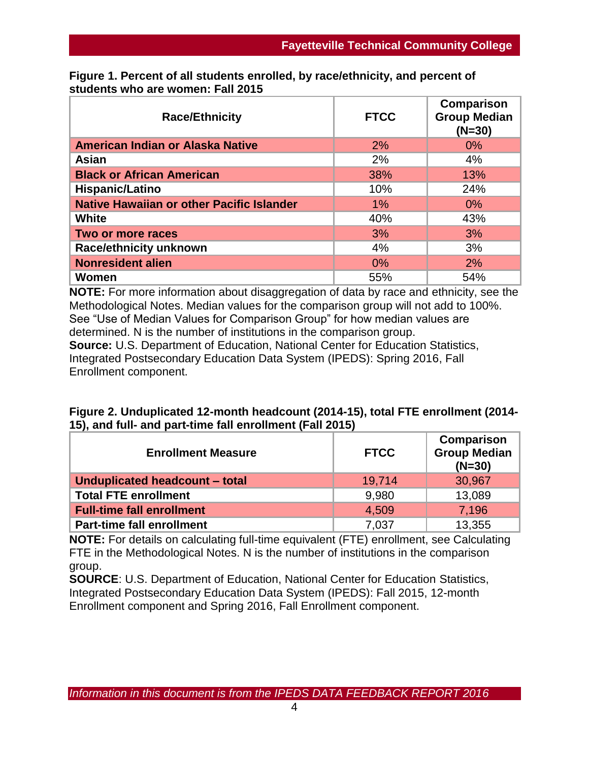**Figure 1. Percent of all students enrolled, by race/ethnicity, and percent of students who are women: Fall 2015**

| Race/Ethnicity | FTCC | Comparison Group Median (N=30) |
|---|---|---|
| American Indian or Alaska Native | 2% | 0% |
| Asian | 2% | 4% |
| Black or African American | 38% | 13% |
| Hispanic/Latino | 10% | 24% |
| Native Hawaiian or other Pacific Islander | 1% | 0% |
| White | 40% | 43% |
| Two or more races | 3% | 3% |
| Race/ethnicity unknown | 4% | 3% |
| Nonresident alien | 0% | 2% |
| Women | 55% | 54% |

**NOTE:** For more information about disaggregation of data by race and ethnicity, see the Methodological Notes. Median values for the comparison group will not add to 100%. See "Use of Median Values for Comparison Group" for how median values are determined. N is the number of institutions in the comparison group.
**Source:** U.S. Department of Education, National Center for Education Statistics, Integrated Postsecondary Education Data System (IPEDS): Spring 2016, Fall Enrollment component.

**Figure 2. Unduplicated 12-month headcount (2014-15), total FTE enrollment (2014-15), and full- and part-time fall enrollment (Fall 2015)**

| Enrollment Measure | FTCC | Comparison Group Median (N=30) |
|---|---|---|
| Unduplicated headcount – total | 19,714 | 30,967 |
| Total FTE enrollment | 9,980 | 13,089 |
| Full-time fall enrollment | 4,509 | 7,196 |
| Part-time fall enrollment | 7,037 | 13,355 |

**NOTE:** For details on calculating full-time equivalent (FTE) enrollment, see Calculating FTE in the Methodological Notes. N is the number of institutions in the comparison group.
**SOURCE**: U.S. Department of Education, National Center for Education Statistics, Integrated Postsecondary Education Data System (IPEDS): Fall 2015, 12-month Enrollment component and Spring 2016, Fall Enrollment component.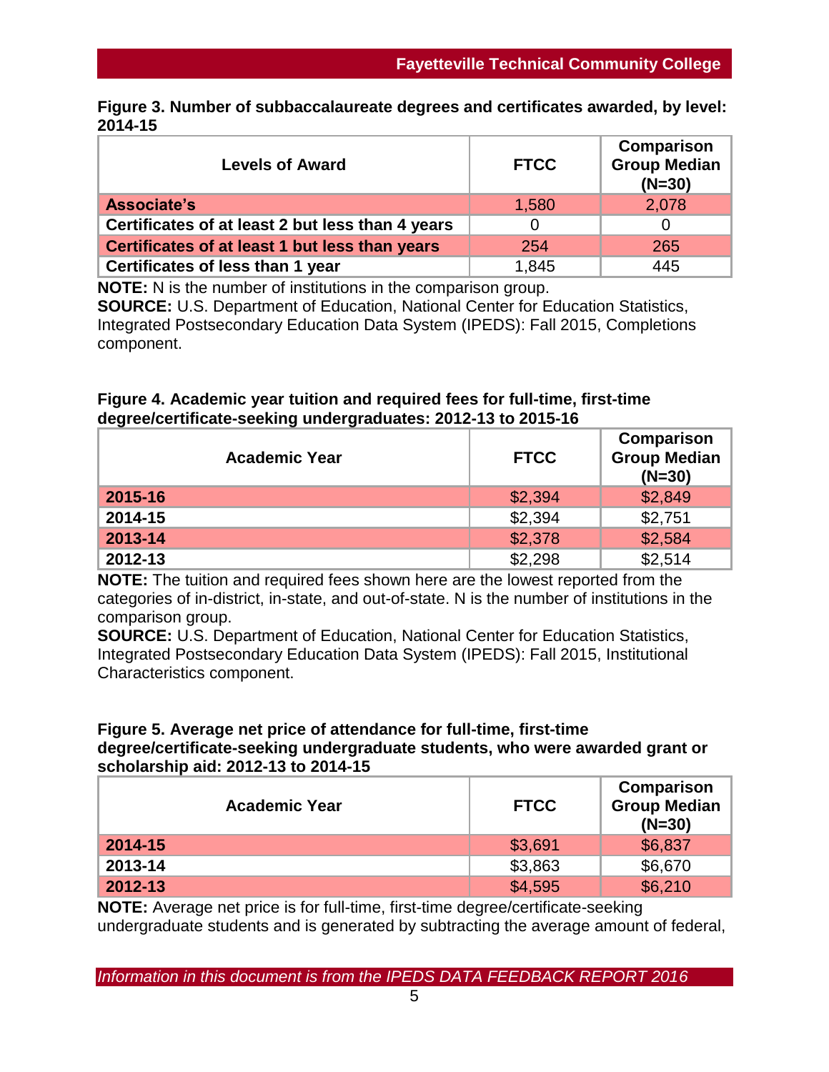**Figure 3. Number of subbaccalaureate degrees and certificates awarded, by level: 2014-15**

| Levels of Award | FTCC | Comparison Group Median (N=30) |
|---|---|---|
| Associate's | 1,580 | 2,078 |
| Certificates of at least 2 but less than 4 years | 0 | 0 |
| Certificates of at least 1 but less than years | 254 | 265 |
| Certificates of less than 1 year | 1,845 | 445 |

**NOTE:** N is the number of institutions in the comparison group.
**SOURCE:** U.S. Department of Education, National Center for Education Statistics, Integrated Postsecondary Education Data System (IPEDS): Fall 2015, Completions component.

**Figure 4. Academic year tuition and required fees for full-time, first-time degree/certificate-seeking undergraduates: 2012-13 to 2015-16**

| Academic Year | FTCC | Comparison Group Median (N=30) |
|---|---|---|
| 2015-16 | $2,394 | $2,849 |
| 2014-15 | $2,394 | $2,751 |
| 2013-14 | $2,378 | $2,584 |
| 2012-13 | $2,298 | $2,514 |

**NOTE:** The tuition and required fees shown here are the lowest reported from the categories of in-district, in-state, and out-of-state. N is the number of institutions in the comparison group.
**SOURCE:** U.S. Department of Education, National Center for Education Statistics, Integrated Postsecondary Education Data System (IPEDS): Fall 2015, Institutional Characteristics component.

**Figure 5. Average net price of attendance for full-time, first-time degree/certificate-seeking undergraduate students, who were awarded grant or scholarship aid: 2012-13 to 2014-15**

| Academic Year | FTCC | Comparison Group Median (N=30) |
|---|---|---|
| 2014-15 | $3,691 | $6,837 |
| 2013-14 | $3,863 | $6,670 |
| 2012-13 | $4,595 | $6,210 |

**NOTE:** Average net price is for full-time, first-time degree/certificate-seeking undergraduate students and is generated by subtracting the average amount of federal,

*Information in this document is from the IPEDS DATA FEEDBACK REPORT 2016*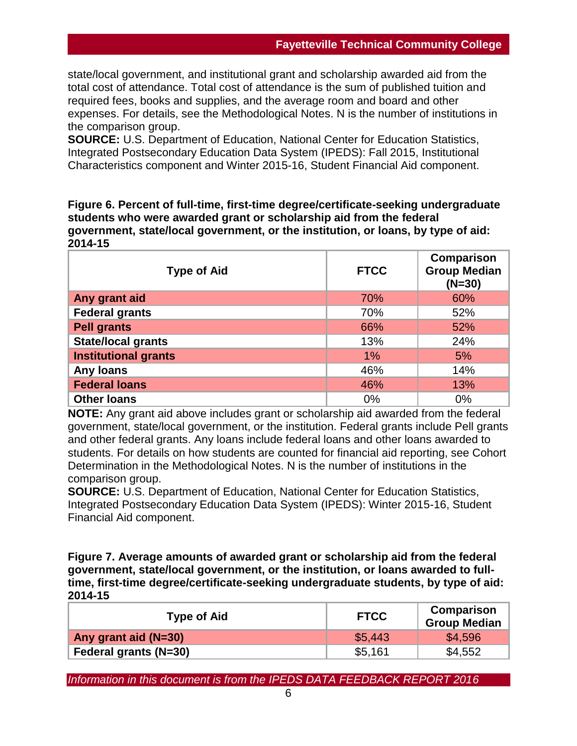state/local government, and institutional grant and scholarship awarded aid from the total cost of attendance. Total cost of attendance is the sum of published tuition and required fees, books and supplies, and the average room and board and other expenses. For details, see the Methodological Notes. N is the number of institutions in the comparison group.

**SOURCE:** U.S. Department of Education, National Center for Education Statistics, Integrated Postsecondary Education Data System (IPEDS): Fall 2015, Institutional Characteristics component and Winter 2015-16, Student Financial Aid component.

**Figure 6. Percent of full-time, first-time degree/certificate-seeking undergraduate students who were awarded grant or scholarship aid from the federal government, state/local government, or the institution, or loans, by type of aid: 2014-15**

| Type of Aid | FTCC | Comparison Group Median (N=30) |
|---|---|---|
| **Any grant aid** | 70% | 60% |
| **Federal grants** | 70% | 52% |
| **Pell grants** | 66% | 52% |
| **State/local grants** | 13% | 24% |
| **Institutional grants** | 1% | 5% |
| **Any loans** | 46% | 14% |
| **Federal loans** | 46% | 13% |
| **Other loans** | 0% | 0% |

**NOTE:** Any grant aid above includes grant or scholarship aid awarded from the federal government, state/local government, or the institution. Federal grants include Pell grants and other federal grants. Any loans include federal loans and other loans awarded to students. For details on how students are counted for financial aid reporting, see Cohort Determination in the Methodological Notes. N is the number of institutions in the comparison group.

**SOURCE:** U.S. Department of Education, National Center for Education Statistics, Integrated Postsecondary Education Data System (IPEDS): Winter 2015-16, Student Financial Aid component.

**Figure 7. Average amounts of awarded grant or scholarship aid from the federal government, state/local government, or the institution, or loans awarded to full-time, first-time degree/certificate-seeking undergraduate students, by type of aid: 2014-15**

| Type of Aid | FTCC | Comparison Group Median |
|---|---|---|
| **Any grant aid (N=30)** | $5,443 | $4,596 |
| **Federal grants (N=30)** | $5,161 | $4,552 |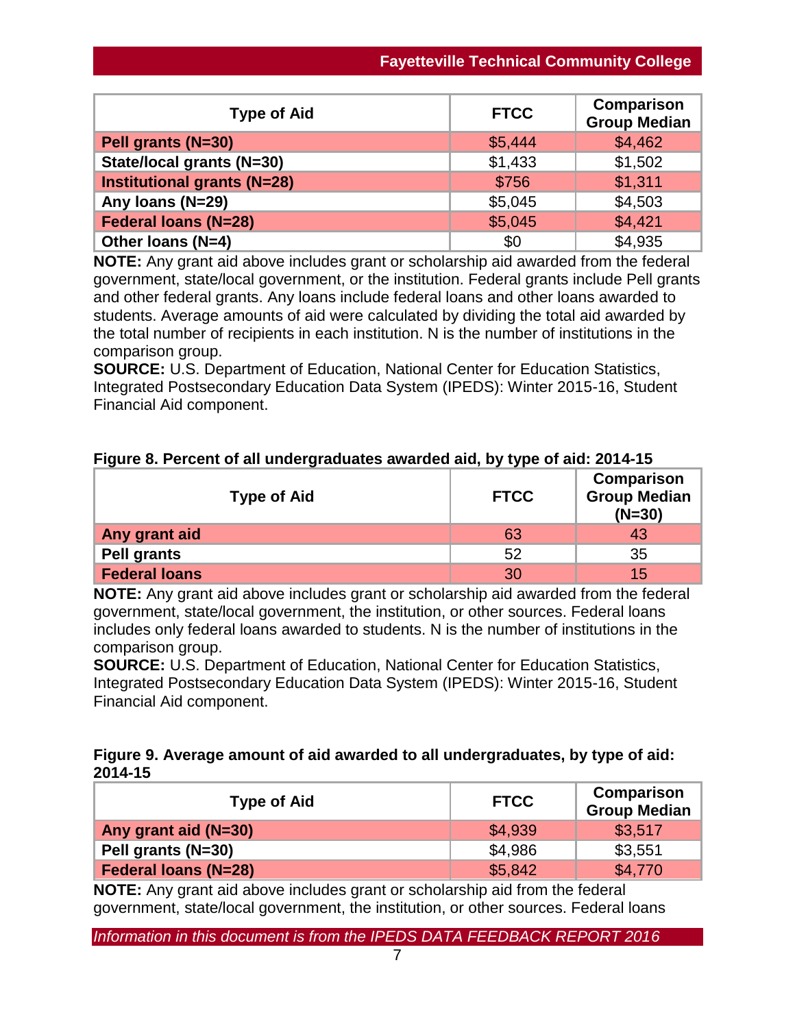| Type of Aid | FTCC | Comparison Group Median |
|---|---|---|
| Pell grants (N=30) | $5,444 | $4,462 |
| State/local grants (N=30) | $1,433 | $1,502 |
| Institutional grants (N=28) | $756 | $1,311 |
| Any loans (N=29) | $5,045 | $4,503 |
| Federal loans (N=28) | $5,045 | $4,421 |
| Other loans (N=4) | $0 | $4,935 |

**NOTE:** Any grant aid above includes grant or scholarship aid awarded from the federal government, state/local government, or the institution. Federal grants include Pell grants and other federal grants. Any loans include federal loans and other loans awarded to students. Average amounts of aid were calculated by dividing the total aid awarded by the total number of recipients in each institution. N is the number of institutions in the comparison group.

**SOURCE:** U.S. Department of Education, National Center for Education Statistics, Integrated Postsecondary Education Data System (IPEDS): Winter 2015-16, Student Financial Aid component.

**Figure 8. Percent of all undergraduates awarded aid, by type of aid: 2014-15**

| Type of Aid | FTCC | Comparison Group Median (N=30) |
|---|---|---|
| Any grant aid | 63 | 43 |
| Pell grants | 52 | 35 |
| Federal loans | 30 | 15 |

**NOTE:** Any grant aid above includes grant or scholarship aid awarded from the federal government, state/local government, the institution, or other sources. Federal loans includes only federal loans awarded to students. N is the number of institutions in the comparison group.

**SOURCE:** U.S. Department of Education, National Center for Education Statistics, Integrated Postsecondary Education Data System (IPEDS): Winter 2015-16, Student Financial Aid component.

**Figure 9. Average amount of aid awarded to all undergraduates, by type of aid: 2014-15**

| Type of Aid | FTCC | Comparison Group Median |
|---|---|---|
| Any grant aid (N=30) | $4,939 | $3,517 |
| Pell grants (N=30) | $4,986 | $3,551 |
| Federal loans (N=28) | $5,842 | $4,770 |

**NOTE:** Any grant aid above includes grant or scholarship aid from the federal government, state/local government, the institution, or other sources. Federal loans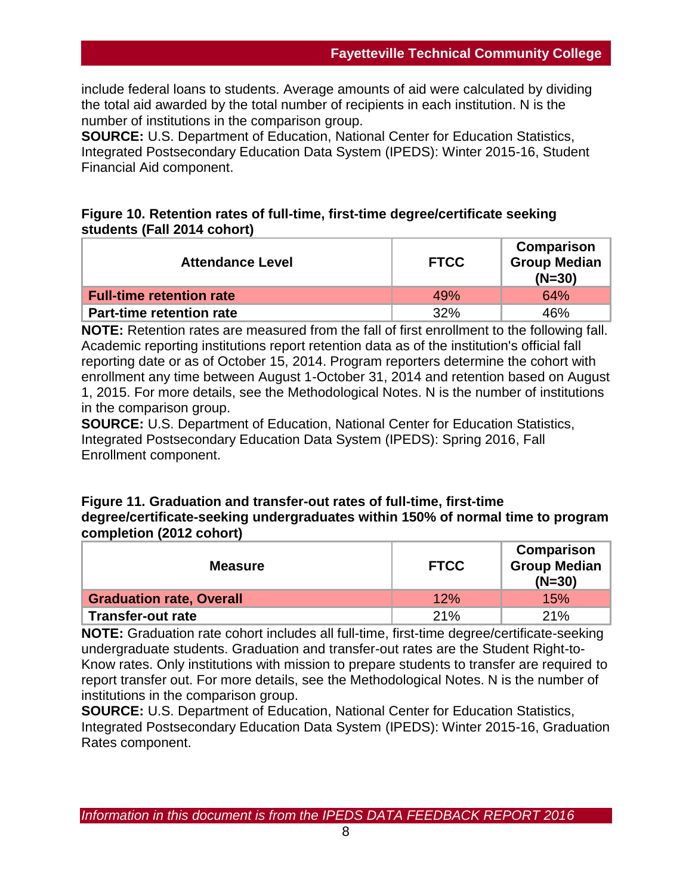include federal loans to students. Average amounts of aid were calculated by dividing the total aid awarded by the total number of recipients in each institution. N is the number of institutions in the comparison group.
**SOURCE:** U.S. Department of Education, National Center for Education Statistics, Integrated Postsecondary Education Data System (IPEDS): Winter 2015-16, Student Financial Aid component.

### Figure 10. Retention rates of full-time, first-time degree/certificate seeking students (Fall 2014 cohort)

| Attendance Level | FTCC | Comparison Group Median (N=30) |
|---|---|---|
| **Full-time retention rate** | 49% | 64% |
| **Part-time retention rate** | 32% | 46% |

**NOTE:** Retention rates are measured from the fall of first enrollment to the following fall. Academic reporting institutions report retention data as of the institution's official fall reporting date or as of October 15, 2014. Program reporters determine the cohort with enrollment any time between August 1-October 31, 2014 and retention based on August 1, 2015. For more details, see the Methodological Notes. N is the number of institutions in the comparison group.
**SOURCE:** U.S. Department of Education, National Center for Education Statistics, Integrated Postsecondary Education Data System (IPEDS): Spring 2016, Fall Enrollment component.

### Figure 11. Graduation and transfer-out rates of full-time, first-time degree/certificate-seeking undergraduates within 150% of normal time to program completion (2012 cohort)

| Measure | FTCC | Comparison Group Median (N=30) |
|---|---|---|
| **Graduation rate, Overall** | 12% | 15% |
| **Transfer-out rate** | 21% | 21% |

**NOTE:** Graduation rate cohort includes all full-time, first-time degree/certificate-seeking undergraduate students. Graduation and transfer-out rates are the Student Right-to-Know rates. Only institutions with mission to prepare students to transfer are required to report transfer out. For more details, see the Methodological Notes. N is the number of institutions in the comparison group.
**SOURCE:** U.S. Department of Education, National Center for Education Statistics, Integrated Postsecondary Education Data System (IPEDS): Winter 2015-16, Graduation Rates component.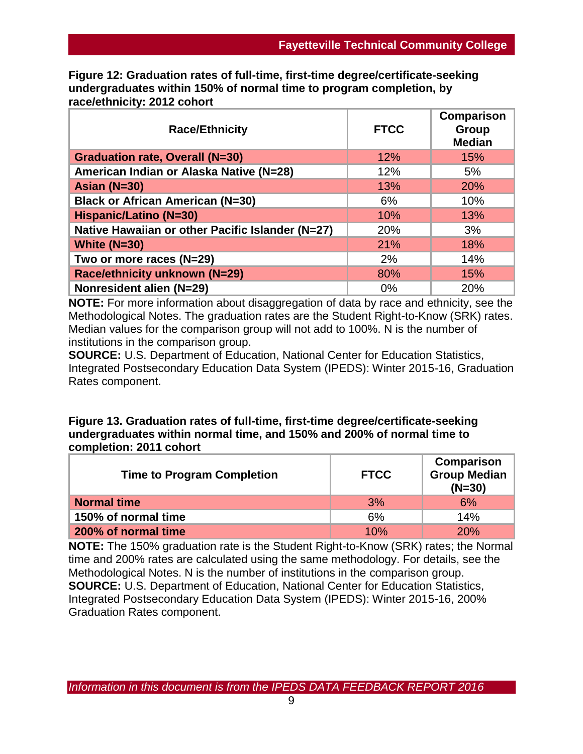**Figure 12: Graduation rates of full-time, first-time degree/certificate-seeking undergraduates within 150% of normal time to program completion, by race/ethnicity: 2012 cohort**

| Race/Ethnicity | FTCC | Comparison Group Median |
|---|---|---|
| **Graduation rate, Overall (N=30)** | 12% | 15% |
| **American Indian or Alaska Native (N=28)** | 12% | 5% |
| **Asian (N=30)** | 13% | 20% |
| **Black or African American (N=30)** | 6% | 10% |
| **Hispanic/Latino (N=30)** | 10% | 13% |
| **Native Hawaiian or other Pacific Islander (N=27)** | 20% | 3% |
| **White (N=30)** | 21% | 18% |
| **Two or more races (N=29)** | 2% | 14% |
| **Race/ethnicity unknown (N=29)** | 80% | 15% |
| **Nonresident alien (N=29)** | 0% | 20% |

**NOTE:** For more information about disaggregation of data by race and ethnicity, see the Methodological Notes. The graduation rates are the Student Right-to-Know (SRK) rates. Median values for the comparison group will not add to 100%. N is the number of institutions in the comparison group.
**SOURCE:** U.S. Department of Education, National Center for Education Statistics, Integrated Postsecondary Education Data System (IPEDS): Winter 2015-16, Graduation Rates component.

**Figure 13. Graduation rates of full-time, first-time degree/certificate-seeking undergraduates within normal time, and 150% and 200% of normal time to completion: 2011 cohort**

| Time to Program Completion | FTCC | Comparison Group Median (N=30) |
|---|---|---|
| **Normal time** | 3% | 6% |
| **150% of normal time** | 6% | 14% |
| **200% of normal time** | 10% | 20% |

**NOTE:** The 150% graduation rate is the Student Right-to-Know (SRK) rates; the Normal time and 200% rates are calculated using the same methodology. For details, see the Methodological Notes. N is the number of institutions in the comparison group.
**SOURCE:** U.S. Department of Education, National Center for Education Statistics, Integrated Postsecondary Education Data System (IPEDS): Winter 2015-16, 200% Graduation Rates component.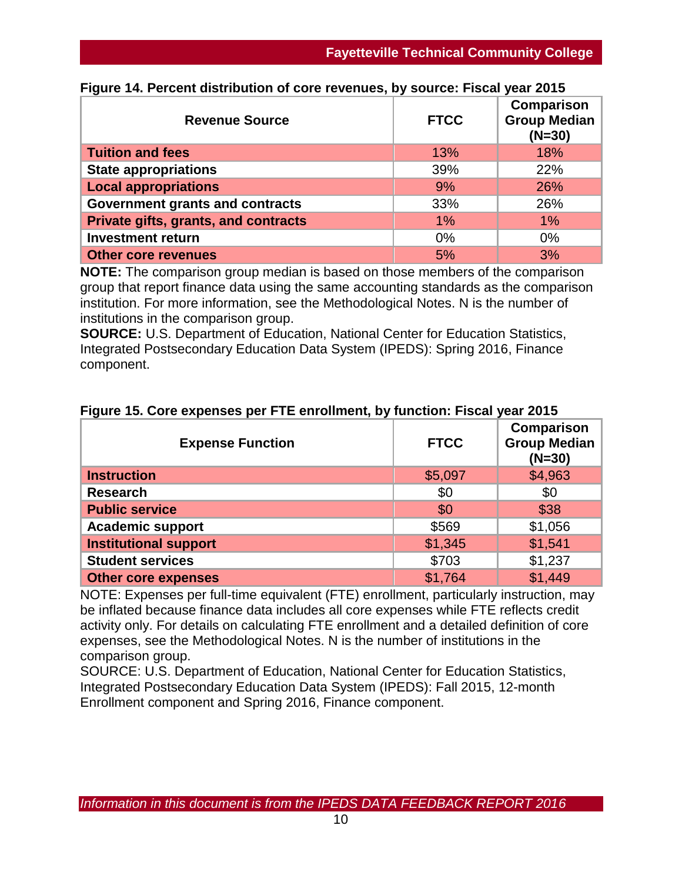**Figure 14. Percent distribution of core revenues, by source: Fiscal year 2015**

| Revenue Source | FTCC | Comparison Group Median (N=30) |
|---|---|---|
| **Tuition and fees** | 13% | 18% |
| **State appropriations** | 39% | 22% |
| **Local appropriations** | 9% | 26% |
| **Government grants and contracts** | 33% | 26% |
| **Private gifts, grants, and contracts** | 1% | 1% |
| **Investment return** | 0% | 0% |
| **Other core revenues** | 5% | 3% |

**NOTE:** The comparison group median is based on those members of the comparison group that report finance data using the same accounting standards as the comparison institution. For more information, see the Methodological Notes. N is the number of institutions in the comparison group.
**SOURCE:** U.S. Department of Education, National Center for Education Statistics, Integrated Postsecondary Education Data System (IPEDS): Spring 2016, Finance component.

**Figure 15. Core expenses per FTE enrollment, by function: Fiscal year 2015**

| Expense Function | FTCC | Comparison Group Median (N=30) |
|---|---|---|
| **Instruction** | $5,097 | $4,963 |
| **Research** | $0 | $0 |
| **Public service** | $0 | $38 |
| **Academic support** | $569 | $1,056 |
| **Institutional support** | $1,345 | $1,541 |
| **Student services** | $703 | $1,237 |
| **Other core expenses** | $1,764 | $1,449 |

NOTE: Expenses per full-time equivalent (FTE) enrollment, particularly instruction, may be inflated because finance data includes all core expenses while FTE reflects credit activity only. For details on calculating FTE enrollment and a detailed definition of core expenses, see the Methodological Notes. N is the number of institutions in the comparison group.
SOURCE: U.S. Department of Education, National Center for Education Statistics, Integrated Postsecondary Education Data System (IPEDS): Fall 2015, 12-month Enrollment component and Spring 2016, Finance component.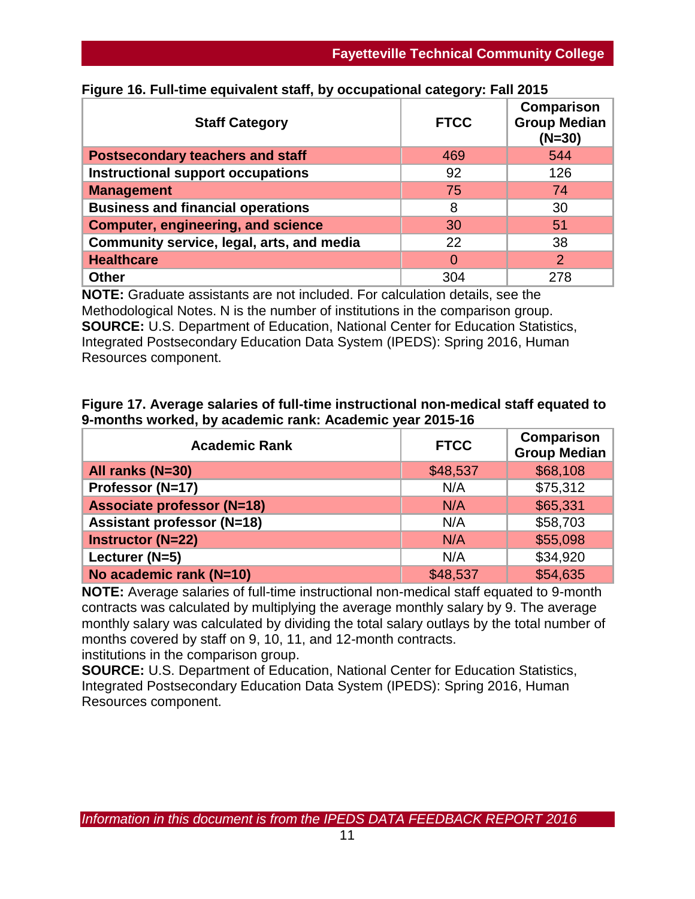**Figure 16. Full-time equivalent staff, by occupational category: Fall 2015**

| Staff Category | FTCC | Comparison Group Median (N=30) |
|---|---|---|
| Postsecondary teachers and staff | 469 | 544 |
| Instructional support occupations | 92 | 126 |
| Management | 75 | 74 |
| Business and financial operations | 8 | 30 |
| Computer, engineering, and science | 30 | 51 |
| Community service, legal, arts, and media | 22 | 38 |
| Healthcare | 0 | 2 |
| Other | 304 | 278 |

**NOTE:** Graduate assistants are not included. For calculation details, see the Methodological Notes. N is the number of institutions in the comparison group.
**SOURCE:** U.S. Department of Education, National Center for Education Statistics, Integrated Postsecondary Education Data System (IPEDS): Spring 2016, Human Resources component.

**Figure 17. Average salaries of full-time instructional non-medical staff equated to 9-months worked, by academic rank: Academic year 2015-16**

| Academic Rank | FTCC | Comparison Group Median |
|---|---|---|
| All ranks (N=30) | $48,537 | $68,108 |
| Professor (N=17) | N/A | $75,312 |
| Associate professor (N=18) | N/A | $65,331 |
| Assistant professor (N=18) | N/A | $58,703 |
| Instructor (N=22) | N/A | $55,098 |
| Lecturer (N=5) | N/A | $34,920 |
| No academic rank (N=10) | $48,537 | $54,635 |

**NOTE:** Average salaries of full-time instructional non-medical staff equated to 9-month contracts was calculated by multiplying the average monthly salary by 9. The average monthly salary was calculated by dividing the total salary outlays by the total number of months covered by staff on 9, 10, 11, and 12-month contracts.
institutions in the comparison group.
**SOURCE:** U.S. Department of Education, National Center for Education Statistics, Integrated Postsecondary Education Data System (IPEDS): Spring 2016, Human Resources component.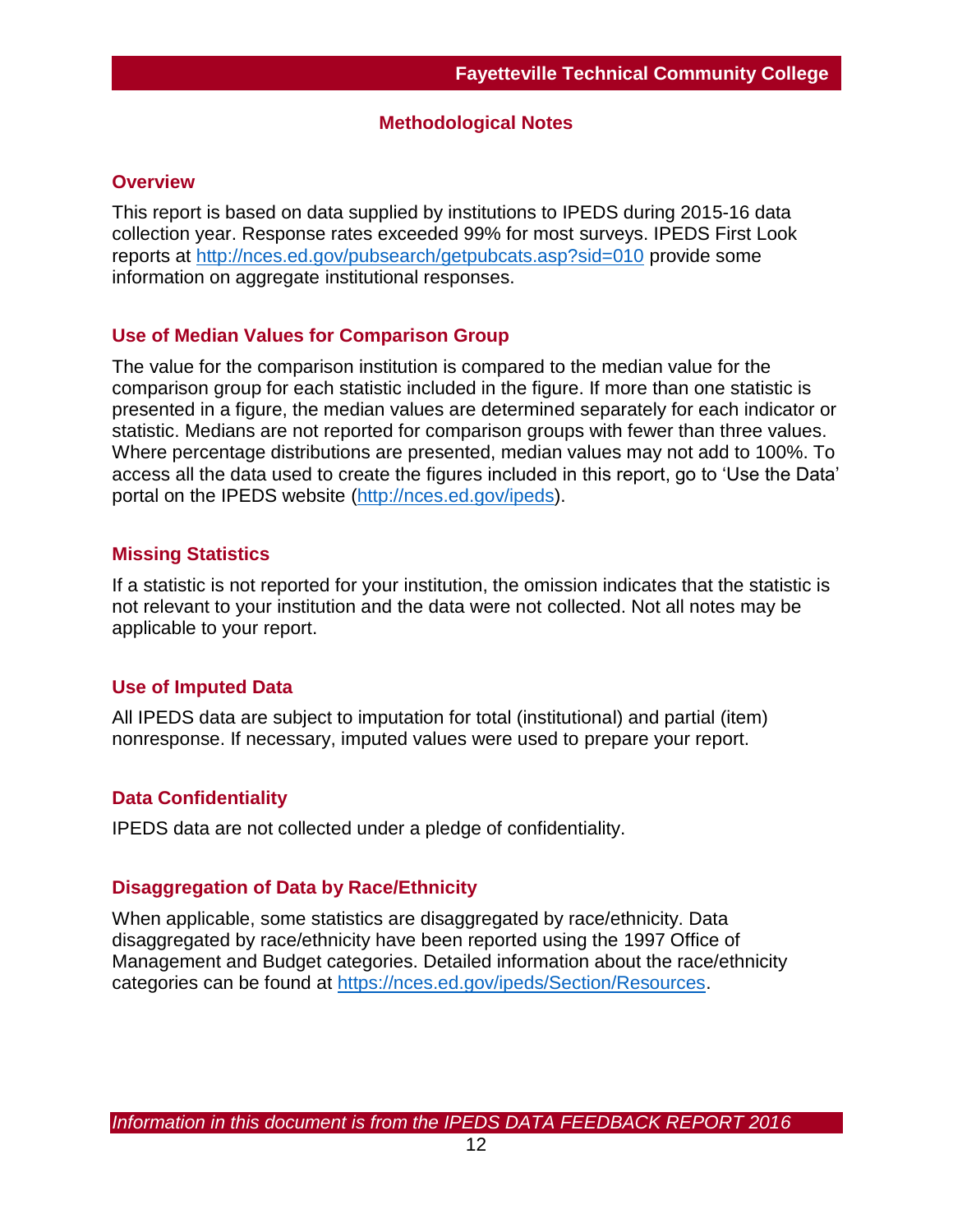## Methodological Notes

### Overview

This report is based on data supplied by institutions to IPEDS during 2015-16 data collection year. Response rates exceeded 99% for most surveys. IPEDS First Look reports at http://nces.ed.gov/pubsearch/getpubcats.asp?sid=010 provide some information on aggregate institutional responses.

### Use of Median Values for Comparison Group

The value for the comparison institution is compared to the median value for the comparison group for each statistic included in the figure. If more than one statistic is presented in a figure, the median values are determined separately for each indicator or statistic. Medians are not reported for comparison groups with fewer than three values. Where percentage distributions are presented, median values may not add to 100%. To access all the data used to create the figures included in this report, go to 'Use the Data' portal on the IPEDS website (http://nces.ed.gov/ipeds).

### Missing Statistics

If a statistic is not reported for your institution, the omission indicates that the statistic is not relevant to your institution and the data were not collected. Not all notes may be applicable to your report.

### Use of Imputed Data

All IPEDS data are subject to imputation for total (institutional) and partial (item) nonresponse. If necessary, imputed values were used to prepare your report.

### Data Confidentiality

IPEDS data are not collected under a pledge of confidentiality.

### Disaggregation of Data by Race/Ethnicity

When applicable, some statistics are disaggregated by race/ethnicity. Data disaggregated by race/ethnicity have been reported using the 1997 Office of Management and Budget categories. Detailed information about the race/ethnicity categories can be found at https://nces.ed.gov/ipeds/Section/Resources.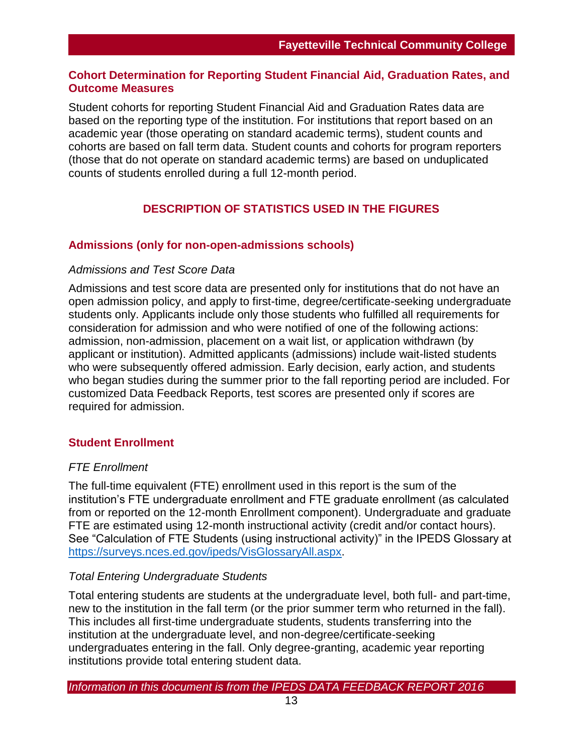## Cohort Determination for Reporting Student Financial Aid, Graduation Rates, and Outcome Measures

Student cohorts for reporting Student Financial Aid and Graduation Rates data are based on the reporting type of the institution. For institutions that report based on an academic year (those operating on standard academic terms), student counts and cohorts are based on fall term data. Student counts and cohorts for program reporters (those that do not operate on standard academic terms) are based on unduplicated counts of students enrolled during a full 12-month period.

# DESCRIPTION OF STATISTICS USED IN THE FIGURES

## Admissions (only for non-open-admissions schools)

*Admissions and Test Score Data*

Admissions and test score data are presented only for institutions that do not have an open admission policy, and apply to first-time, degree/certificate-seeking undergraduate students only. Applicants include only those students who fulfilled all requirements for consideration for admission and who were notified of one of the following actions: admission, non-admission, placement on a wait list, or application withdrawn (by applicant or institution). Admitted applicants (admissions) include wait-listed students who were subsequently offered admission. Early decision, early action, and students who began studies during the summer prior to the fall reporting period are included. For customized Data Feedback Reports, test scores are presented only if scores are required for admission.

## Student Enrollment

*FTE Enrollment*

The full-time equivalent (FTE) enrollment used in this report is the sum of the institution's FTE undergraduate enrollment and FTE graduate enrollment (as calculated from or reported on the 12-month Enrollment component). Undergraduate and graduate FTE are estimated using 12-month instructional activity (credit and/or contact hours). See "Calculation of FTE Students (using instructional activity)" in the IPEDS Glossary at [https://surveys.nces.ed.gov/ipeds/VisGlossaryAll.aspx](https://surveys.nces.ed.gov/ipeds/VisGlossaryAll.aspx).

*Total Entering Undergraduate Students*

Total entering students are students at the undergraduate level, both full- and part-time, new to the institution in the fall term (or the prior summer term who returned in the fall). This includes all first-time undergraduate students, students transferring into the institution at the undergraduate level, and non-degree/certificate-seeking undergraduates entering in the fall. Only degree-granting, academic year reporting institutions provide total entering student data.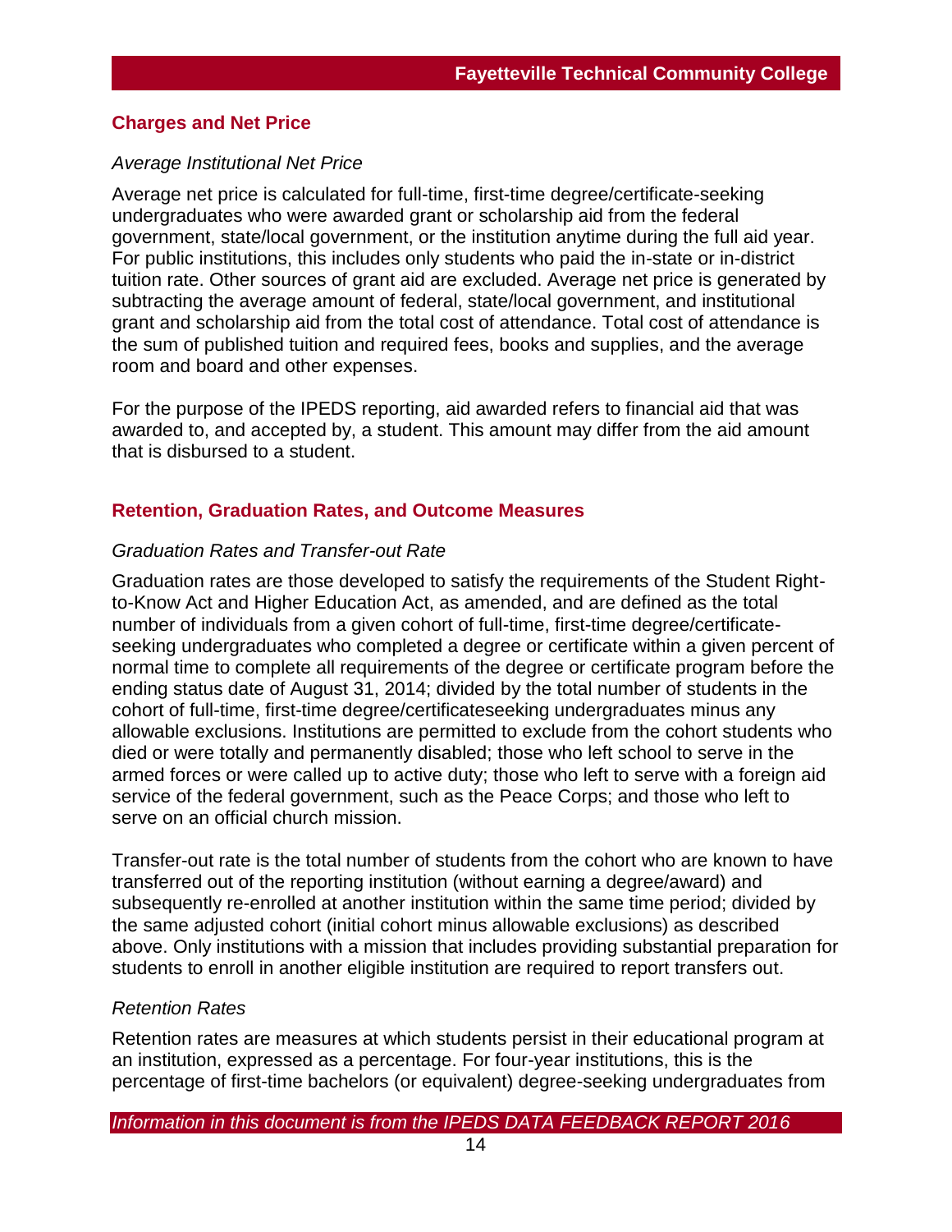## Charges and Net Price

*Average Institutional Net Price*

Average net price is calculated for full-time, first-time degree/certificate-seeking undergraduates who were awarded grant or scholarship aid from the federal government, state/local government, or the institution anytime during the full aid year. For public institutions, this includes only students who paid the in-state or in-district tuition rate. Other sources of grant aid are excluded. Average net price is generated by subtracting the average amount of federal, state/local government, and institutional grant and scholarship aid from the total cost of attendance. Total cost of attendance is the sum of published tuition and required fees, books and supplies, and the average room and board and other expenses.

For the purpose of the IPEDS reporting, aid awarded refers to financial aid that was awarded to, and accepted by, a student. This amount may differ from the aid amount that is disbursed to a student.

## Retention, Graduation Rates, and Outcome Measures

*Graduation Rates and Transfer-out Rate*

Graduation rates are those developed to satisfy the requirements of the Student Right-to-Know Act and Higher Education Act, as amended, and are defined as the total number of individuals from a given cohort of full-time, first-time degree/certificate-seeking undergraduates who completed a degree or certificate within a given percent of normal time to complete all requirements of the degree or certificate program before the ending status date of August 31, 2014; divided by the total number of students in the cohort of full-time, first-time degree/certificateseeking undergraduates minus any allowable exclusions. Institutions are permitted to exclude from the cohort students who died or were totally and permanently disabled; those who left school to serve in the armed forces or were called up to active duty; those who left to serve with a foreign aid service of the federal government, such as the Peace Corps; and those who left to serve on an official church mission.

Transfer-out rate is the total number of students from the cohort who are known to have transferred out of the reporting institution (without earning a degree/award) and subsequently re-enrolled at another institution within the same time period; divided by the same adjusted cohort (initial cohort minus allowable exclusions) as described above. Only institutions with a mission that includes providing substantial preparation for students to enroll in another eligible institution are required to report transfers out.

*Retention Rates*

Retention rates are measures at which students persist in their educational program at an institution, expressed as a percentage. For four-year institutions, this is the percentage of first-time bachelors (or equivalent) degree-seeking undergraduates from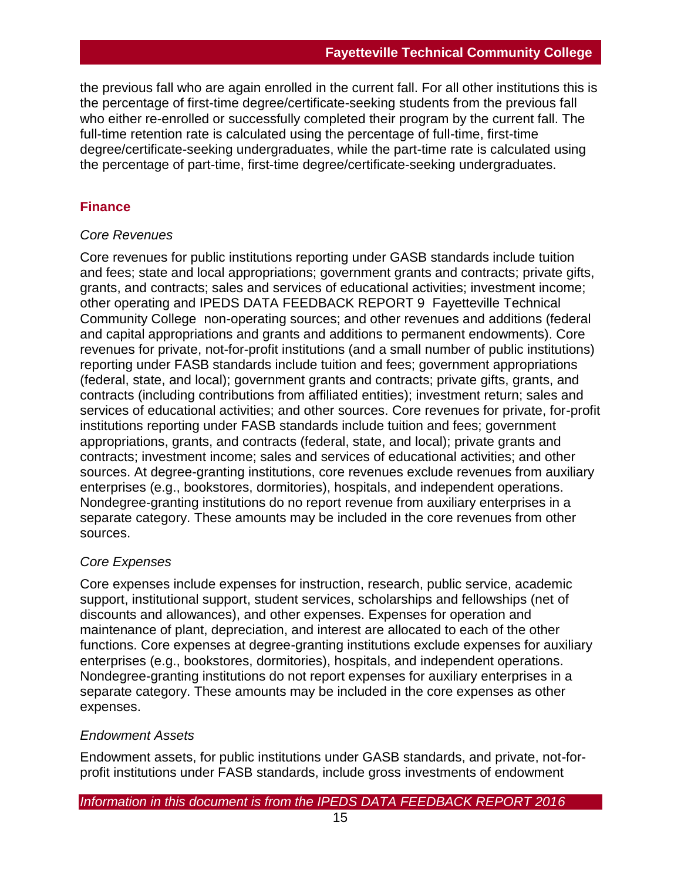the previous fall who are again enrolled in the current fall. For all other institutions this is the percentage of first-time degree/certificate-seeking students from the previous fall who either re-enrolled or successfully completed their program by the current fall. The full-time retention rate is calculated using the percentage of full-time, first-time degree/certificate-seeking undergraduates, while the part-time rate is calculated using the percentage of part-time, first-time degree/certificate-seeking undergraduates.

## Finance

*Core Revenues*

Core revenues for public institutions reporting under GASB standards include tuition and fees; state and local appropriations; government grants and contracts; private gifts, grants, and contracts; sales and services of educational activities; investment income; other operating and IPEDS DATA FEEDBACK REPORT 9 Fayetteville Technical Community College non-operating sources; and other revenues and additions (federal and capital appropriations and grants and additions to permanent endowments). Core revenues for private, not-for-profit institutions (and a small number of public institutions) reporting under FASB standards include tuition and fees; government appropriations (federal, state, and local); government grants and contracts; private gifts, grants, and contracts (including contributions from affiliated entities); investment return; sales and services of educational activities; and other sources. Core revenues for private, for-profit institutions reporting under FASB standards include tuition and fees; government appropriations, grants, and contracts (federal, state, and local); private grants and contracts; investment income; sales and services of educational activities; and other sources. At degree-granting institutions, core revenues exclude revenues from auxiliary enterprises (e.g., bookstores, dormitories), hospitals, and independent operations. Nondegree-granting institutions do no report revenue from auxiliary enterprises in a separate category. These amounts may be included in the core revenues from other sources.

*Core Expenses*

Core expenses include expenses for instruction, research, public service, academic support, institutional support, student services, scholarships and fellowships (net of discounts and allowances), and other expenses. Expenses for operation and maintenance of plant, depreciation, and interest are allocated to each of the other functions. Core expenses at degree-granting institutions exclude expenses for auxiliary enterprises (e.g., bookstores, dormitories), hospitals, and independent operations. Nondegree-granting institutions do not report expenses for auxiliary enterprises in a separate category. These amounts may be included in the core expenses as other expenses.

*Endowment Assets*

Endowment assets, for public institutions under GASB standards, and private, not-for-profit institutions under FASB standards, include gross investments of endowment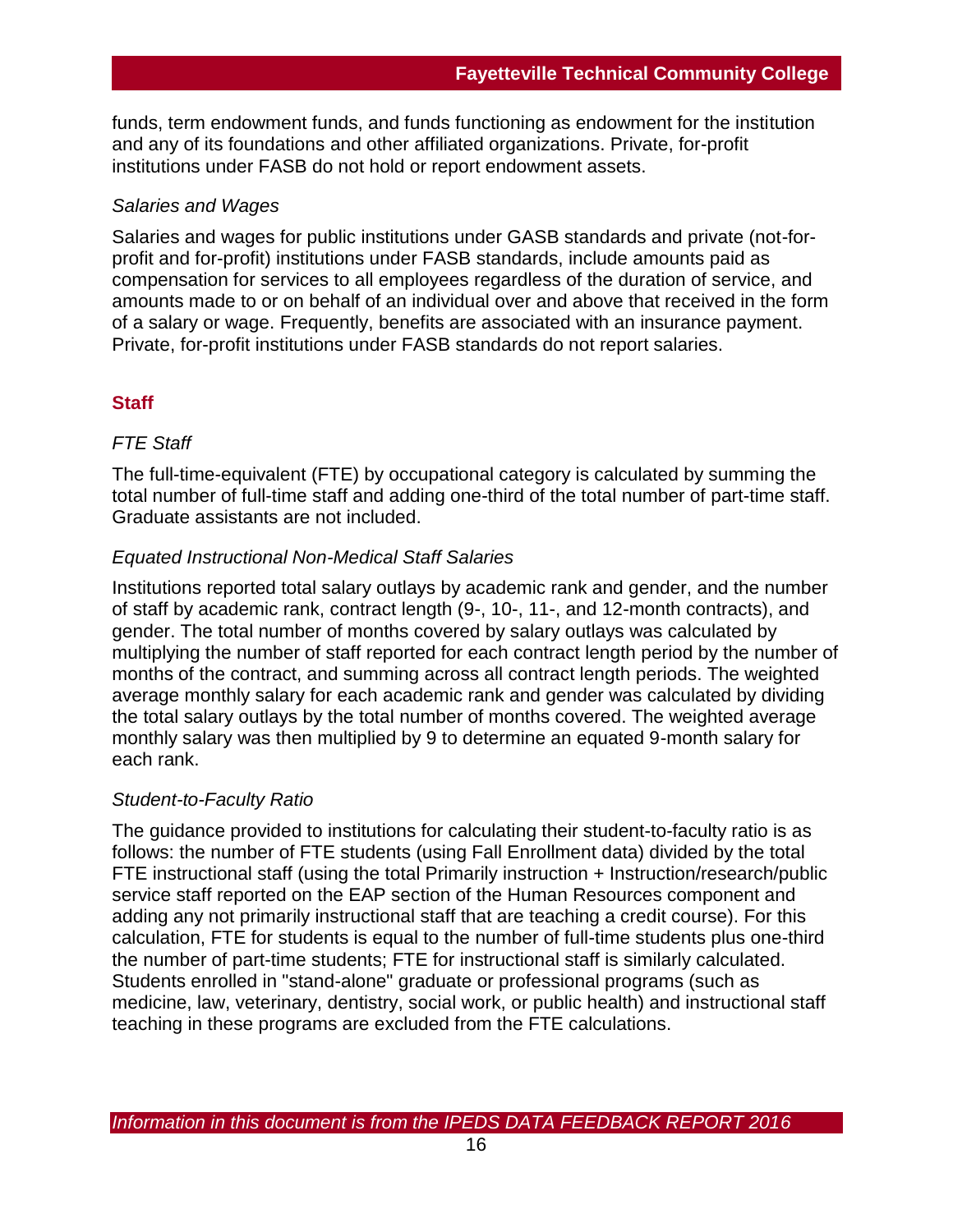funds, term endowment funds, and funds functioning as endowment for the institution and any of its foundations and other affiliated organizations. Private, for-profit institutions under FASB do not hold or report endowment assets.

*Salaries and Wages*

Salaries and wages for public institutions under GASB standards and private (not-for-profit and for-profit) institutions under FASB standards, include amounts paid as compensation for services to all employees regardless of the duration of service, and amounts made to or on behalf of an individual over and above that received in the form of a salary or wage. Frequently, benefits are associated with an insurance payment. Private, for-profit institutions under FASB standards do not report salaries.

## Staff

*FTE Staff*

The full-time-equivalent (FTE) by occupational category is calculated by summing the total number of full-time staff and adding one-third of the total number of part-time staff. Graduate assistants are not included.

*Equated Instructional Non-Medical Staff Salaries*

Institutions reported total salary outlays by academic rank and gender, and the number of staff by academic rank, contract length (9-, 10-, 11-, and 12-month contracts), and gender. The total number of months covered by salary outlays was calculated by multiplying the number of staff reported for each contract length period by the number of months of the contract, and summing across all contract length periods. The weighted average monthly salary for each academic rank and gender was calculated by dividing the total salary outlays by the total number of months covered. The weighted average monthly salary was then multiplied by 9 to determine an equated 9-month salary for each rank.

*Student-to-Faculty Ratio*

The guidance provided to institutions for calculating their student-to-faculty ratio is as follows: the number of FTE students (using Fall Enrollment data) divided by the total FTE instructional staff (using the total Primarily instruction + Instruction/research/public service staff reported on the EAP section of the Human Resources component and adding any not primarily instructional staff that are teaching a credit course). For this calculation, FTE for students is equal to the number of full-time students plus one-third the number of part-time students; FTE for instructional staff is similarly calculated. Students enrolled in "stand-alone" graduate or professional programs (such as medicine, law, veterinary, dentistry, social work, or public health) and instructional staff teaching in these programs are excluded from the FTE calculations.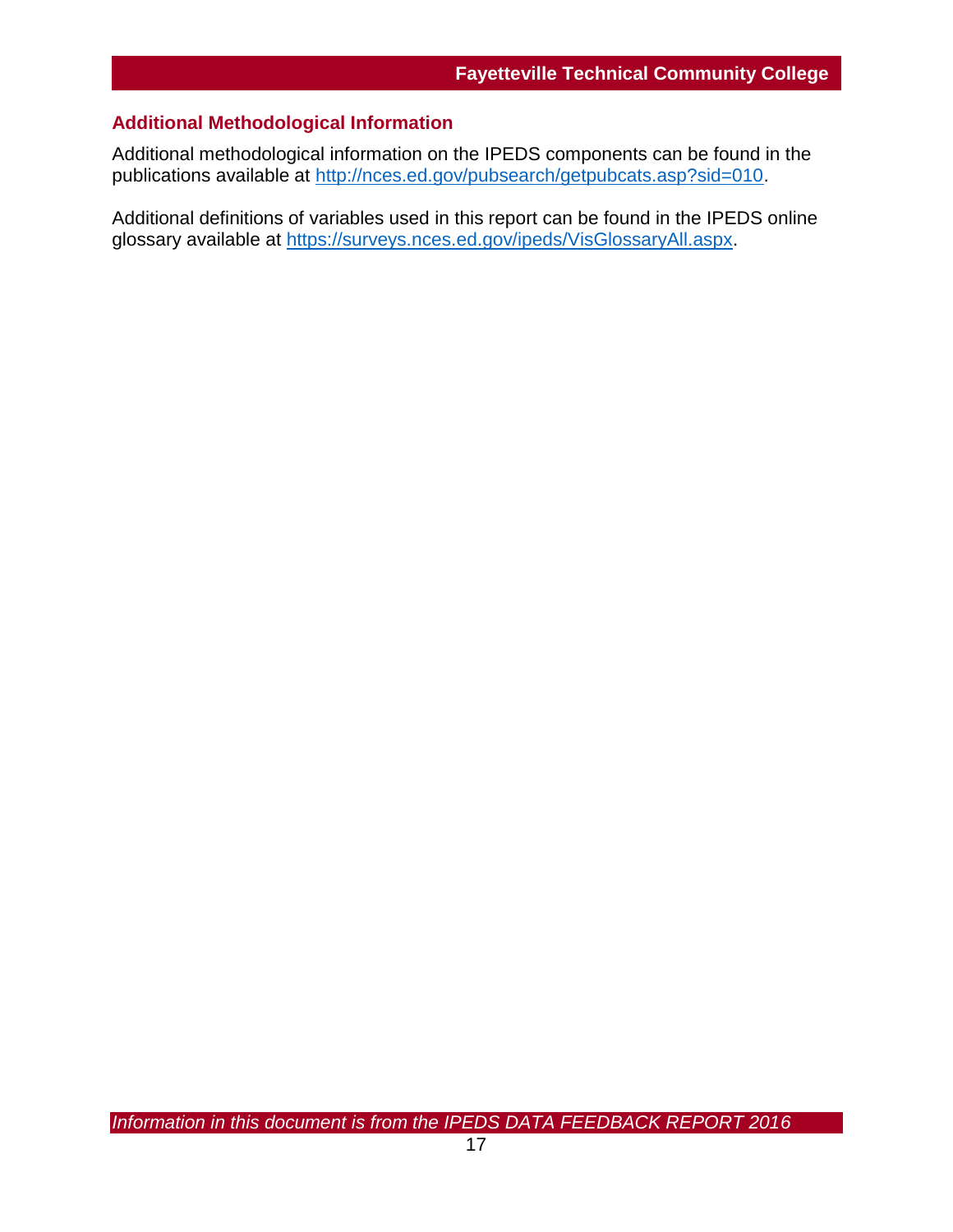## Additional Methodological Information

Additional methodological information on the IPEDS components can be found in the publications available at http://nces.ed.gov/pubsearch/getpubcats.asp?sid=010.

Additional definitions of variables used in this report can be found in the IPEDS online glossary available at https://surveys.nces.ed.gov/ipeds/VisGlossaryAll.aspx.